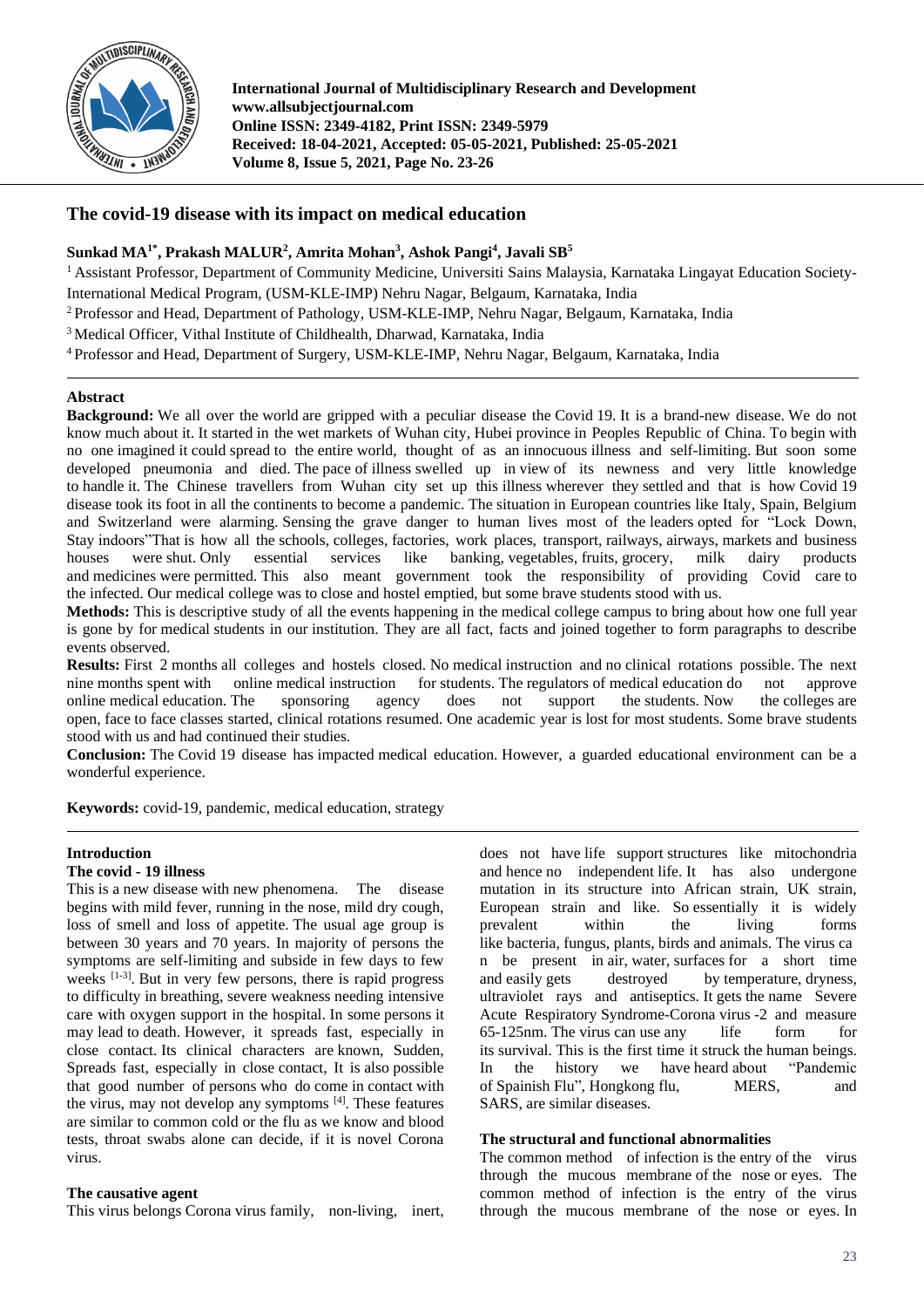International Journal of Multidisciplinary Research and Development
www.allsubjectjournal.com
Online ISSN: 2349-4182, Print ISSN: 2349-5979
Received: 18-04-2021, Accepted: 05-05-2021, Published: 25-05-2021
Volume 8, Issue 5, 2021, Page No. 23-26

# The covid-19 disease with its impact on medical education

**Sunkad MA[1*], Prakash MALUR[2], Amrita Mohan[3], Ashok Pangi[4], Javali SB[5]**

[1] Assistant Professor, Department of Community Medicine, Universiti Sains Malaysia, Karnataka Lingayat Education Society-International Medical Program, (USM-KLE-IMP) Nehru Nagar, Belgaum, Karnataka, India
[2] Professor and Head, Department of Pathology, USM-KLE-IMP, Nehru Nagar, Belgaum, Karnataka, India
[3] Medical Officer, Vithal Institute of Childhealth, Dharwad, Karnataka, India
[4] Professor and Head, Department of Surgery, USM-KLE-IMP, Nehru Nagar, Belgaum, Karnataka, India

## Abstract

**Background:** We all over the world are gripped with a peculiar disease the Covid 19. It is a brand-new disease. We do not know much about it. It started in the wet markets of Wuhan city, Hubei province in Peoples Republic of China. To begin with no one imagined it could spread to the entire world, thought of as an innocuous illness and self-limiting. But soon some developed pneumonia and died. The pace of illness swelled up in view of its newness and very little knowledge to handle it. The Chinese travellers from Wuhan city set up this illness wherever they settled and that is how Covid 19 disease took its foot in all the continents to become a pandemic. The situation in European countries like Italy, Spain, Belgium and Switzerland were alarming. Sensing the grave danger to human lives most of the leaders opted for "Lock Down, Stay indoors"That is how all the schools, colleges, factories, work places, transport, railways, airways, markets and business houses were shut. Only essential services like banking, vegetables, fruits, grocery, milk dairy products and medicines were permitted. This also meant government took the responsibility of providing Covid care to the infected. Our medical college was to close and hostel emptied, but some brave students stood with us.

**Methods:** This is descriptive study of all the events happening in the medical college campus to bring about how one full year is gone by for medical students in our institution. They are all fact, facts and joined together to form paragraphs to describe events observed.

**Results:** First 2 months all colleges and hostels closed. No medical instruction and no clinical rotations possible. The next nine months spent with online medical instruction for students. The regulators of medical education do not approve online medical education. The sponsoring agency does not support the students. Now the colleges are open, face to face classes started, clinical rotations resumed. One academic year is lost for most students. Some brave students stood with us and had continued their studies.

**Conclusion:** The Covid 19 disease has impacted medical education. However, a guarded educational environment can be a wonderful experience.

**Keywords:** covid-19, pandemic, medical education, strategy

## Introduction

### The covid - 19 illness

This is a new disease with new phenomena. The disease begins with mild fever, running in the nose, mild dry cough, loss of smell and loss of appetite. The usual age group is between 30 years and 70 years. In majority of persons the symptoms are self-limiting and subside in few days to few weeks [1-3]. But in very few persons, there is rapid progress to difficulty in breathing, severe weakness needing intensive care with oxygen support in the hospital. In some persons it may lead to death. However, it spreads fast, especially in close contact. Its clinical characters are known, Sudden, Spreads fast, especially in close contact, It is also possible that good number of persons who do come in contact with the virus, may not develop any symptoms [4]. These features are similar to common cold or the flu as we know and blood tests, throat swabs alone can decide, if it is novel Corona virus.

### The causative agent

This virus belongs Corona virus family, non-living, inert, does not have life support structures like mitochondria and hence no independent life. It has also undergone mutation in its structure into African strain, UK strain, European strain and like. So essentially it is widely prevalent within the living forms like bacteria, fungus, plants, birds and animals. The virus ca n be present in air, water, surfaces for a short time and easily gets destroyed by temperature, dryness, ultraviolet rays and antiseptics. It gets the name Severe Acute Respiratory Syndrome-Corona virus -2 and measure 65-125nm. The virus can use any life form for its survival. This is the first time it struck the human beings. In the history we have heard about "Pandemic of Spainish Flu", Hongkong flu, MERS, and SARS, are similar diseases.

### The structural and functional abnormalities

The common method of infection is the entry of the virus through the mucous membrane of the nose or eyes. The common method of infection is the entry of the virus through the mucous membrane of the nose or eyes. In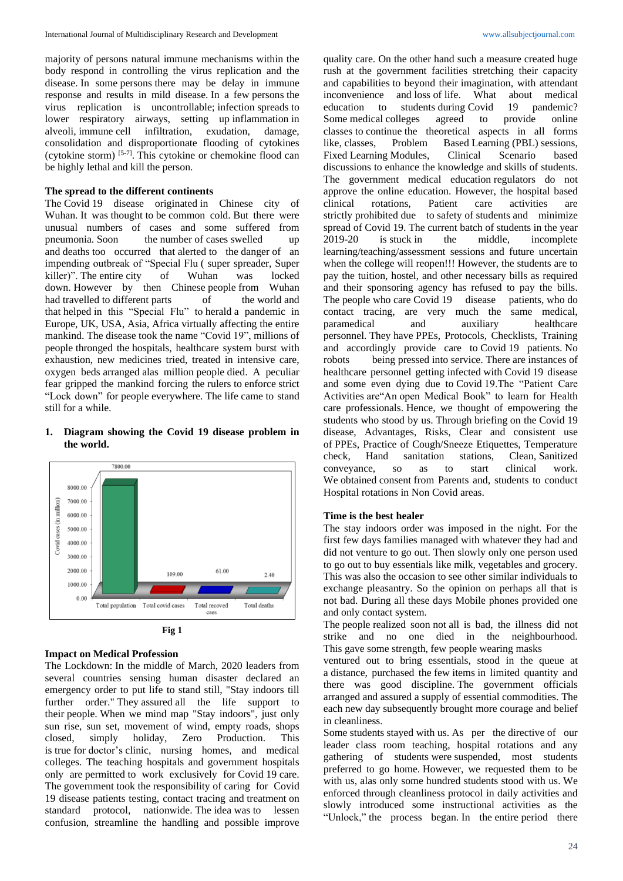majority of persons natural immune mechanisms within the body respond in controlling the virus replication and the disease. In some persons there may be delay in immune response and results in mild disease. In a few persons the virus replication is uncontrollable; infection spreads to lower respiratory airways, setting up inflammation in alveoli, immune cell infiltration, exudation, damage, consolidation and disproportionate flooding of cytokines (cytokine storm) [5-7]. This cytokine or chemokine flood can be highly lethal and kill the person.

**The spread to the different continents**

The Covid 19 disease originated in Chinese city of Wuhan. It was thought to be common cold. But there were unusual numbers of cases and some suffered from pneumonia. Soon the number of cases swelled up and deaths too occurred that alerted to the danger of an impending outbreak of "Special Flu ( super spreader, Super killer)". The entire city of Wuhan was locked down. However by then Chinese people from Wuhan had travelled to different parts of the world and that helped in this "Special Flu" to herald a pandemic in Europe, UK, USA, Asia, Africa virtually affecting the entire mankind. The disease took the name "Covid 19", millions of people thronged the hospitals, healthcare system burst with exhaustion, new medicines tried, treated in intensive care, oxygen beds arranged alas million people died. A peculiar fear gripped the mankind forcing the rulers to enforce strict "Lock down" for people everywhere. The life came to stand still for a while.

1. **Diagram showing the Covid 19 disease problem in the world.**

| Category | Covid cases (in million) |
|---|---|
| Total population | 7800.00 |
| Total covid cases | 109.00 |
| Total recoved caes | 61.00 |
| Total deaths | 2.40 |

**Fig 1**

**Impact on Medical Profession**

The Lockdown: In the middle of March, 2020 leaders from several countries sensing human disaster declared an emergency order to put life to stand still, "Stay indoors till further order." They assured all the life support to their people. When we mind map "Stay indoors", just only sun rise, sun set, movement of wind, empty roads, shops closed, simply holiday, Zero Production. This is true for doctor's clinic, nursing homes, and medical colleges. The teaching hospitals and government hospitals only are permitted to work exclusively for Covid 19 care. The government took the responsibility of caring for Covid 19 disease patients testing, contact tracing and treatment on standard protocol, nationwide. The idea was to lessen confusion, streamline the handling and possible improve quality care. On the other hand such a measure created huge rush at the government facilities stretching their capacity and capabilities to beyond their imagination, with attendant inconvenience and loss of life. What about medical education to students during Covid 19 pandemic? Some medical colleges agreed to provide online classes to the theoretical aspects in all forms like, classes, Problem Based Learning (PBL) sessions, Fixed Learning Modules, Clinical Scenario based discussions to enhance the knowledge and skills of students. The government medical education regulators do not approve the online education. However, the hospital based clinical rotations, Patient care activities are strictly prohibited due to safety of students and minimize spread of Covid 19. The current batch of students in the year 2019-20 is stuck in the middle, incomplete learning/teaching/assessment sessions and future uncertain when the college will reopen!!! However, the students are to pay the tuition, hostel, and other necessary bills as required and their sponsoring agency has refused to pay the bills. The people who care Covid 19 disease patients, who do contact tracing, are very much the same medical, paramedical and auxiliary healthcare personnel. They have PPEs, Protocols, Checklists, Training and accordingly provide care to Covid 19 patients. No robots being pressed into service. There are instances of healthcare personnel getting infected with Covid 19 disease and some even dying due to Covid 19.The "Patient Care Activities are"An open Medical Book" to learn for Health care professionals. Hence, we thought of empowering the students who stood by us. Through briefing on the Covid 19 disease, Advantages, Risks, Clear and consistent use of PPEs, Practice of Cough/Sneeze Etiquettes, Temperature check, Hand sanitation stations, Clean, Sanitized conveyance, so as to start clinical work. We obtained consent from Parents and, students to conduct Hospital rotations in Non Covid areas.

**Time is the best healer**

The stay indoors order was imposed in the night. For the first few days families managed with whatever they had and did not venture to go out. Then slowly only one person used to go out to buy essentials like milk, vegetables and grocery. This was also the occasion to see other similar individuals to exchange pleasantry. So the opinion on perhaps all that is not bad. During all these days Mobile phones provided one and only contact system.

The people realized soon not all is bad, the illness did not strike and no one died in the neighbourhood. This gave some strength, few people wearing masks ventured out to bring essentials, stood in the queue at a distance, purchased the few items in limited quantity and there was good discipline. The government officials arranged and assured a supply of essential commodities. The each new day subsequently brought more courage and belief in cleanliness.

Some students stayed with us. As per the directive of our leader class room teaching, hospital rotations and any gathering of students were suspended, most students preferred to go home. However, we requested them to be with us, alas only some hundred students stood with us. We enforced through cleanliness protocol in daily activities and slowly introduced some instructional activities as the "Unlock," the process began. In the entire period there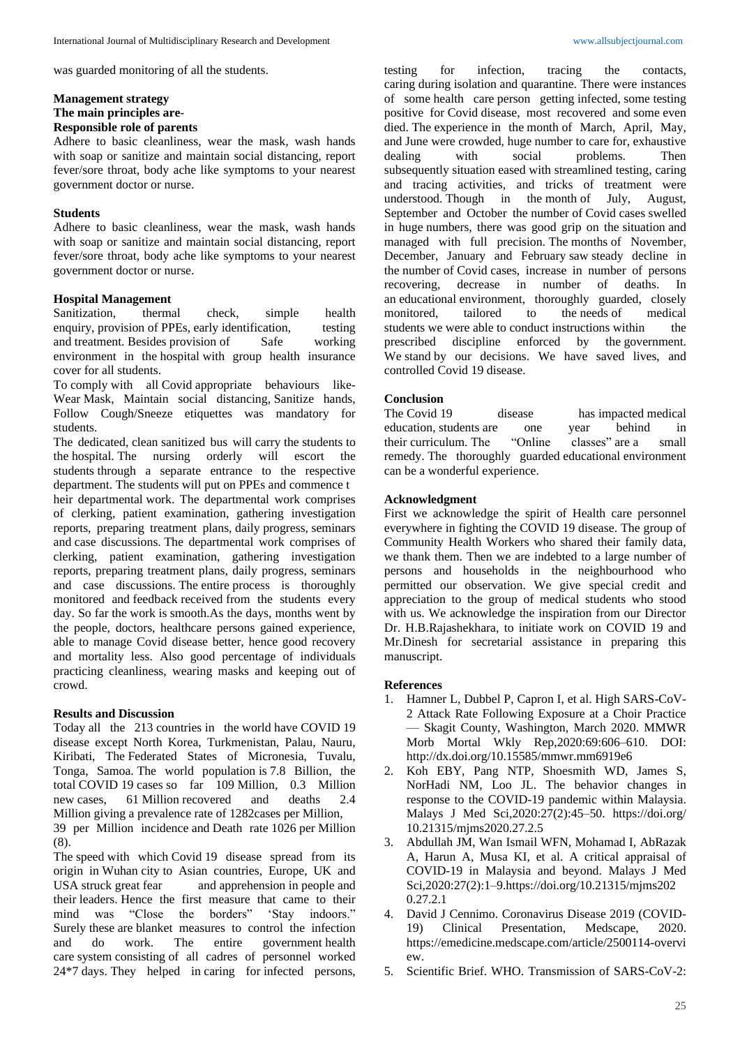was guarded monitoring of all the students.

**Management strategy**

**The main principles are-**

**Responsible role of parents**

Adhere to basic cleanliness, wear the mask, wash hands with soap or sanitize and maintain social distancing, report fever/sore throat, body ache like symptoms to your nearest government doctor or nurse.

**Students**

Adhere to basic cleanliness, wear the mask, wash hands with soap or sanitize and maintain social distancing, report fever/sore throat, body ache like symptoms to your nearest government doctor or nurse.

**Hospital Management**

Sanitization, thermal check, simple health enquiry, provision of PPEs, early identification, testing and treatment. Besides provision of Safe working environment in the hospital with group health insurance cover for all students.

To comply with all Covid appropriate behaviours like- Wear Mask, Maintain social distancing, Sanitize hands, Follow Cough/Sneeze etiquettes was mandatory for students.

The dedicated, clean sanitized bus will carry the students to the hospital. The nursing orderly will escort the students through a separate entrance to the respective department. The students will put on PPEs and commence t heir departmental work. The departmental work comprises of clerking, patient examination, gathering investigation reports, preparing treatment plans, daily progress, seminars and case discussions. The departmental work comprises of clerking, patient examination, gathering investigation reports, preparing treatment plans, daily progress, seminars and case discussions. The entire process is thoroughly monitored and feedback received from the students every day. So far the work is smooth.As the days, months went by the people, doctors, healthcare persons gained experience, able to manage Covid disease better, hence good recovery and mortality less. Also good percentage of individuals practicing cleanliness, wearing masks and keeping out of crowd.

**Results and Discussion**

Today all the 213 countries in the world have COVID 19 disease except North Korea, Turkmenistan, Palau, Nauru, Kiribati, The Federated States of Micronesia, Tuvalu, Tonga, Samoa. The world population is 7.8 Billion, the total COVID 19 cases so far 109 Million, 0.3 Million new cases, 61 Million recovered and deaths 2.4 Million giving a prevalence rate of 1282cases per Million, 39 per Million incidence and Death rate 1026 per Million (8).

The speed with which Covid 19 disease spread from its origin in Wuhan city to Asian countries, Europe, UK and USA struck great fear and apprehension in people and their leaders. Hence the first measure that came to their mind was "Close the borders" 'Stay indoors.' Surely these are blanket measures to control the infection and do work. The entire government health care system consisting of all cadres of personnel worked 24*7 days. They helped in caring for infected persons, testing for infection, tracing the contacts, caring during isolation and quarantine. There were instances of some health care person getting infected, some testing positive for Covid disease, most recovered and some even died. The experience in the month of March, April, May, and June were crowded, huge number to care for, exhaustive dealing with social problems. Then subsequently situation eased with streamlined testing, caring and tracing activities, and tricks of treatment were understood. Though in the month of July, August, September and October the number of Covid cases swelled in huge numbers, there was good grip on the situation and managed with full precision. The months of November, December, January and February saw steady decline in the number of Covid cases, increase in number of persons recovering, decrease in number of deaths. In an educational environment, thoroughly guarded, closely monitored, tailored to the needs of medical students we were able to conduct instructions within the prescribed discipline enforced by the government. We stand by our decisions. We have saved lives, and controlled Covid 19 disease.

**Conclusion**

The Covid 19 disease has impacted medical education, students are one year behind in their curriculum. The "Online classes" are a small remedy. The thoroughly guarded educational environment can be a wonderful experience.

**Acknowledgment**

First we acknowledge the spirit of Health care personnel everywhere in fighting the COVID 19 disease. The group of Community Health Workers who shared their family data, we thank them. Then we are indebted to a large number of persons and households in the neighbourhood who permitted our observation. We give special credit and appreciation to the group of medical students who stood with us. We acknowledge the inspiration from our Director Dr. H.B.Rajashekhara, to initiate work on COVID 19 and Mr.Dinesh for secretarial assistance in preparing this manuscript.

**References**

1. Hamner L, Dubbel P, Capron I, et al. High SARS-CoV-2 Attack Rate Following Exposure at a Choir Practice — Skagit County, Washington, March 2020. MMWR Morb Mortal Wkly Rep,2020:69:606–610. DOI: http://dx.doi.org/10.15585/mmwr.mm6919e6
2. Koh EBY, Pang NTP, Shoesmith WD, James S, NorHadi NM, Loo JL. The behavior changes in response to the COVID-19 pandemic within Malaysia. Malays J Med Sci,2020:27(2):45–50. https://doi.org/10.21315/mjms2020.27.2.5
3. Abdullah JM, Wan Ismail WFN, Mohamad I, AbRazak A, Harun A, Musa KI, et al. A critical appraisal of COVID-19 in Malaysia and beyond. Malays J Med Sci,2020:27(2):1–9.https://doi.org/10.21315/mjms2020.27.2.1
4. David J Cennimo. Coronavirus Disease 2019 (COVID-19) Clinical Presentation, Medscape, 2020. https://emedicine.medscape.com/article/2500114-overview.
5. Scientific Brief. WHO. Transmission of SARS-CoV-2: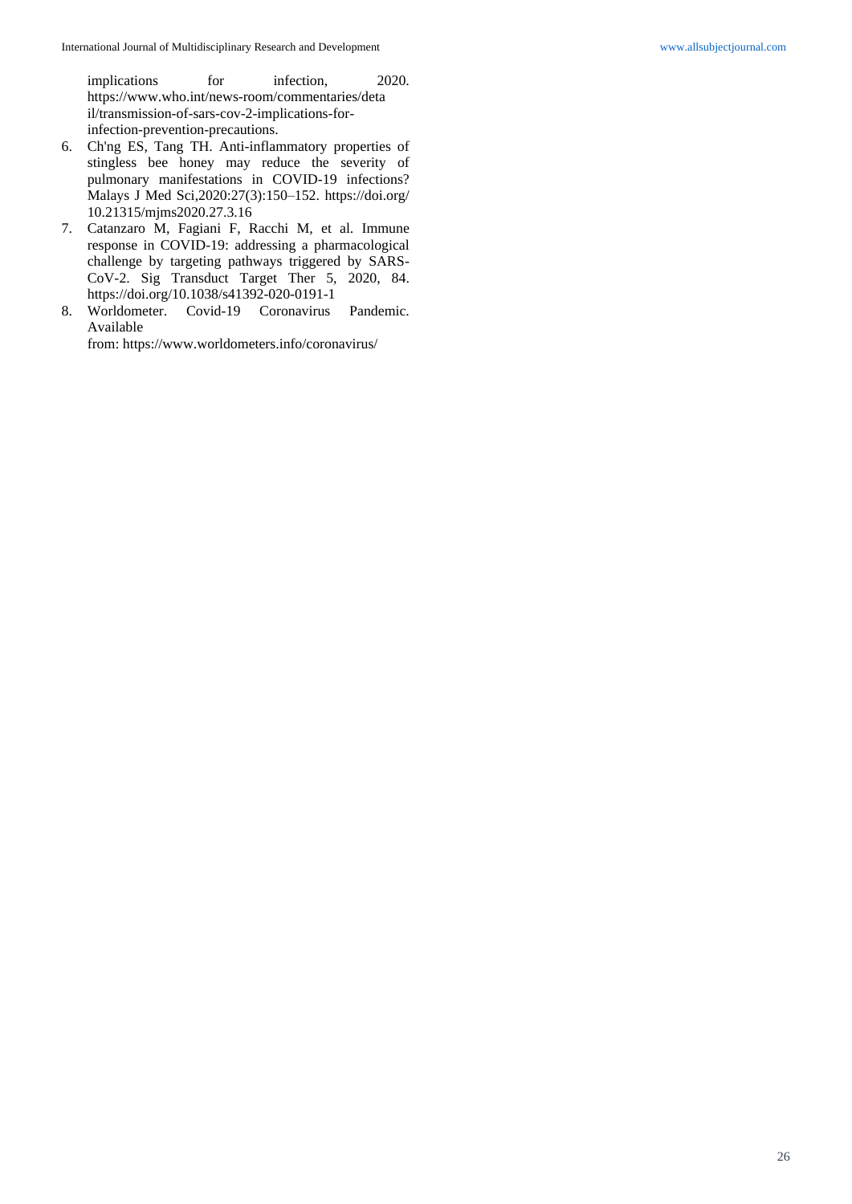implications for infection, 2020. https://www.who.int/news-room/commentaries/detail/transmission-of-sars-cov-2-implications-for-infection-prevention-precautions.

6. Ch'ng ES, Tang TH. Anti-inflammatory properties of stingless bee honey may reduce the severity of pulmonary manifestations in COVID-19 infections? Malays J Med Sci,2020:27(3):150–152. https://doi.org/10.21315/mjms2020.27.3.16
7. Catanzaro M, Fagiani F, Racchi M, et al. Immune response in COVID-19: addressing a pharmacological challenge by targeting pathways triggered by SARS-CoV-2. Sig Transduct Target Ther 5, 2020, 84. https://doi.org/10.1038/s41392-020-0191-1
8. Worldometer. Covid-19 Coronavirus Pandemic. Available from: https://www.worldometers.info/coronavirus/